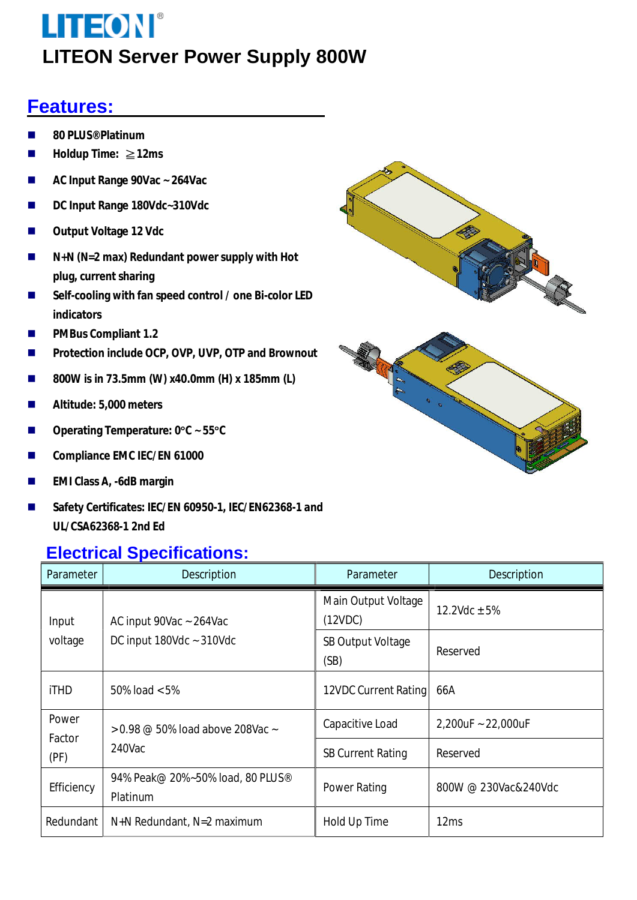LITEON

# LITEON Server Power Supply 800W

## Features:

- 80 PLUS®Platinum
- Holdup Time: ≧12ms
- AC Input Range 90Vac ~ 264Vac
- DC Input Range 180Vdc~310Vdc
- Output Voltage 12 Vdc
- N+N (N=2 max) Redundant power supply with Hot plug, current sharing
- Self-cooling with fan speed control / one Bi-color LED indicators
- PMBus Compliant 1.2
- Protection include OCP, OVP, UVP, OTP and Brownout
- 800W is in 73.5mm (W) x40.0mm (H) x 185mm (L)
- Altitude: 5,000 meters
- Operating Temperature: 0°C ~ 55°C
- Compliance EMC IEC/EN 61000
- EMI Class A, -6dB margin
- Safety Certificates: IEC/EN 60950-1, IEC/EN62368-1 and UL/CSA62368-1 2nd Ed

## Electrical Specifications:

| Parameter | Description | Parameter | Description |
|---|---|---|---|
| Input voltage | AC input 90Vac ~ 264Vac<br>DC input 180Vdc ~ 310Vdc | Main Output Voltage (12VDC) | 12.2Vdc ± 5% |
| | | SB Output Voltage (SB) | Reserved |
| iTHD | 50% load <5% | 12VDC Current Rating | 66A |
| Power Factor (PF) | >0.98 @ 50% load above 208Vac ~ 240Vac | Capacitive Load | 2,200uF ~ 22,000uF |
| | | SB Current Rating | Reserved |
| Efficiency | 94% Peak@ 20%~50% load, 80 PLUS® Platinum | Power Rating | 800W @ 230Vac&240Vdc |
| Redundant | N+N Redundant, N=2 maximum | Hold Up Time | 12ms |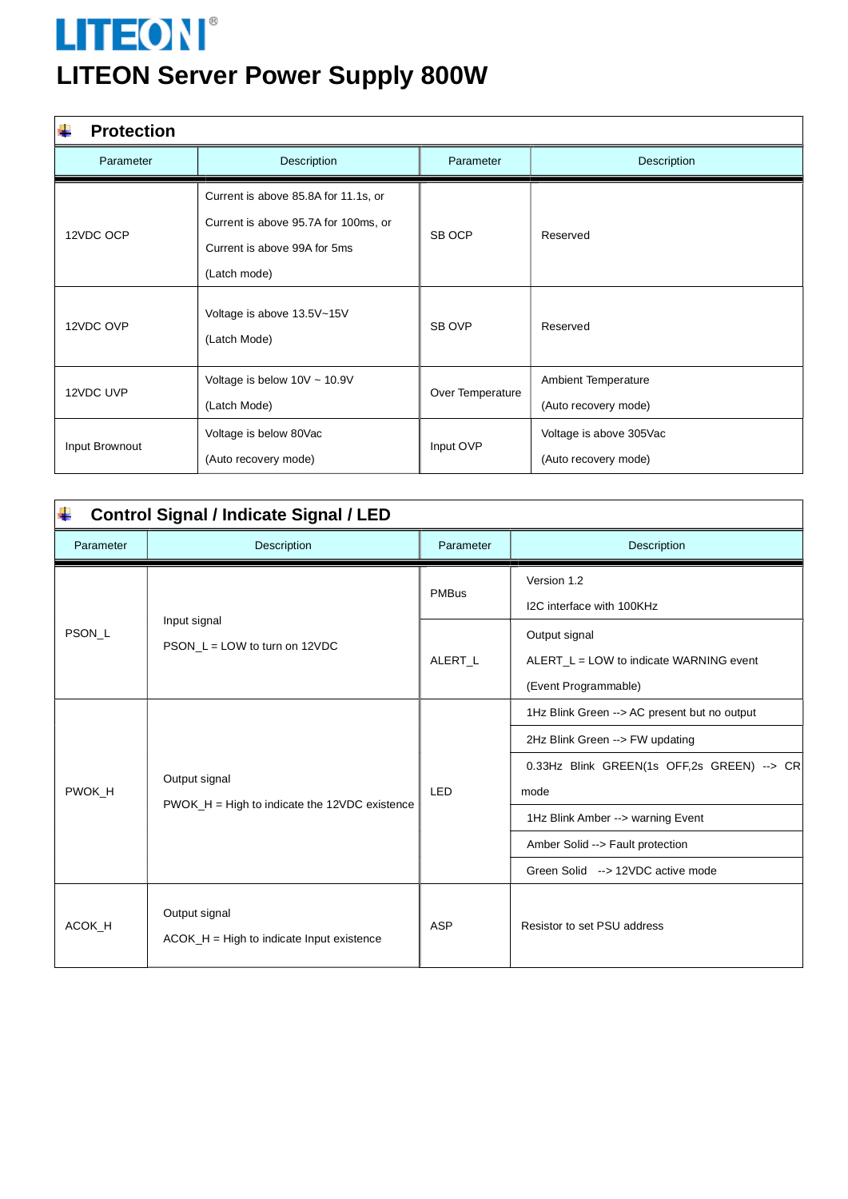# LITEON Server Power Supply 800W

## Protection

| Parameter | Description | Parameter | Description |
|---|---|---|---|
| 12VDC OCP | Current is above 85.8A for 11.1s, or<br>Current is above 95.7A for 100ms, or<br>Current is above 99A for 5ms<br>(Latch mode) | SB OCP | Reserved |
| 12VDC OVP | Voltage is above 13.5V~15V<br>(Latch Mode) | SB OVP | Reserved |
| 12VDC UVP | Voltage is below 10V ~ 10.9V<br>(Latch Mode) | Over Temperature | Ambient Temperature<br>(Auto recovery mode) |
| Input Brownout | Voltage is below 80Vac<br>(Auto recovery mode) | Input OVP | Voltage is above 305Vac<br>(Auto recovery mode) |

## Control Signal / Indicate Signal / LED

| Parameter | Description | Parameter | Description |
|---|---|---|---|
| PSON_L | Input signal<br>PSON_L = LOW to turn on 12VDC | PMBus | Version 1.2<br>I2C interface with 100KHz |
| | | ALERT_L | Output signal<br>ALERT_L = LOW to indicate WARNING event<br>(Event Programmable) |
| PWOK_H | Output signal<br>PWOK_H = High to indicate the 12VDC existence | LED | 1Hz Blink Green --> AC present but no output |
| | | | 2Hz Blink Green --> FW updating |
| | | | 0.33Hz Blink GREEN(1s OFF,2s GREEN) --> CR mode |
| | | | 1Hz Blink Amber --> warning Event |
| | | | Amber Solid --> Fault protection |
| | | | Green Solid --> 12VDC active mode |
| ACOK_H | Output signal<br>ACOK_H = High to indicate Input existence | ASP | Resistor to set PSU address |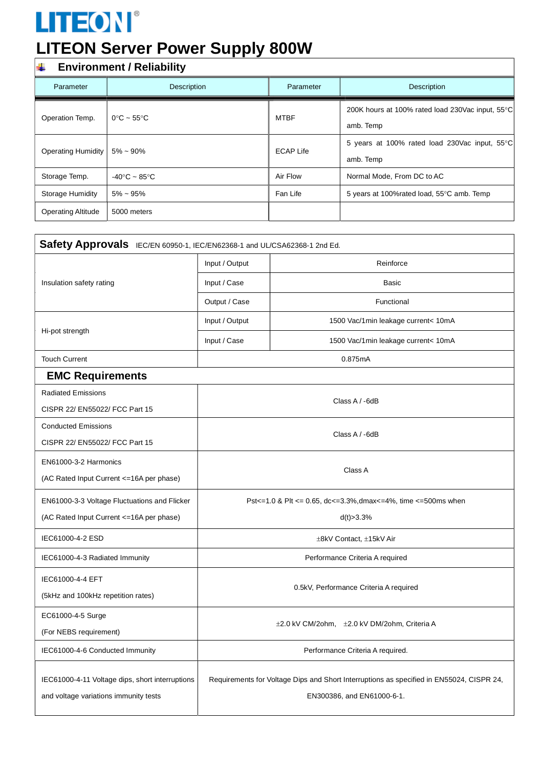# LITEON Server Power Supply 800W

## Environment / Reliability

| Parameter | Description | Parameter | Description |
|---|---|---|---|
| Operation Temp. | 0°C ~ 55°C | MTBF | 200K hours at 100% rated load 230Vac input, 55°C amb. Temp |
| Operating Humidity | 5% ~ 90% | ECAP Life | 5 years at 100% rated load 230Vac input, 55°C amb. Temp |
| Storage Temp. | -40°C ~ 85°C | Air Flow | Normal Mode, From DC to AC |
| Storage Humidity | 5% ~ 95% | Fan Life | 5 years at 100%rated load, 55°C amb. Temp |
| Operating Altitude | 5000 meters | | |

## Safety Approvals IEC/EN 60950-1, IEC/EN62368-1 and UL/CSA62368-1 2nd Ed.

| Parameter | | Description |
|---|---|---|
| Insulation safety rating | Input / Output | Reinforce |
| | Input / Case | Basic |
| | Output / Case | Functional |
| Hi-pot strength | Input / Output | 1500 Vac/1min leakage current< 10mA |
| | Input / Case | 1500 Vac/1min leakage current< 10mA |
| Touch Current | 0.875mA | |

## EMC Requirements

| Requirement | Description |
|---|---|
| Radiated Emissions CISPR 22/ EN55022/ FCC Part 15 | Class A / -6dB |
| Conducted Emissions CISPR 22/ EN55022/ FCC Part 15 | Class A / -6dB |
| EN61000-3-2 Harmonics (AC Rated Input Current <=16A per phase) | Class A |
| EN61000-3-3 Voltage Fluctuations and Flicker (AC Rated Input Current <=16A per phase) | Pst<=1.0 & Plt <= 0.65, dc<=3.3%,dmax<=4%, time <=500ms when d(t)>3.3% |
| IEC61000-4-2 ESD | ±8kV Contact, ±15kV Air |
| IEC61000-4-3 Radiated Immunity | Performance Criteria A required |
| IEC61000-4-4 EFT (5kHz and 100kHz repetition rates) | 0.5kV, Performance Criteria A required |
| EC61000-4-5 Surge (For NEBS requirement) | ±2.0 kV CM/2ohm, ±2.0 kV DM/2ohm, Criteria A |
| IEC61000-4-6 Conducted Immunity | Performance Criteria A required. |
| IEC61000-4-11 Voltage dips, short interruptions and voltage variations immunity tests | Requirements for Voltage Dips and Short Interruptions as specified in EN55024, CISPR 24, EN300386, and EN61000-6-1. |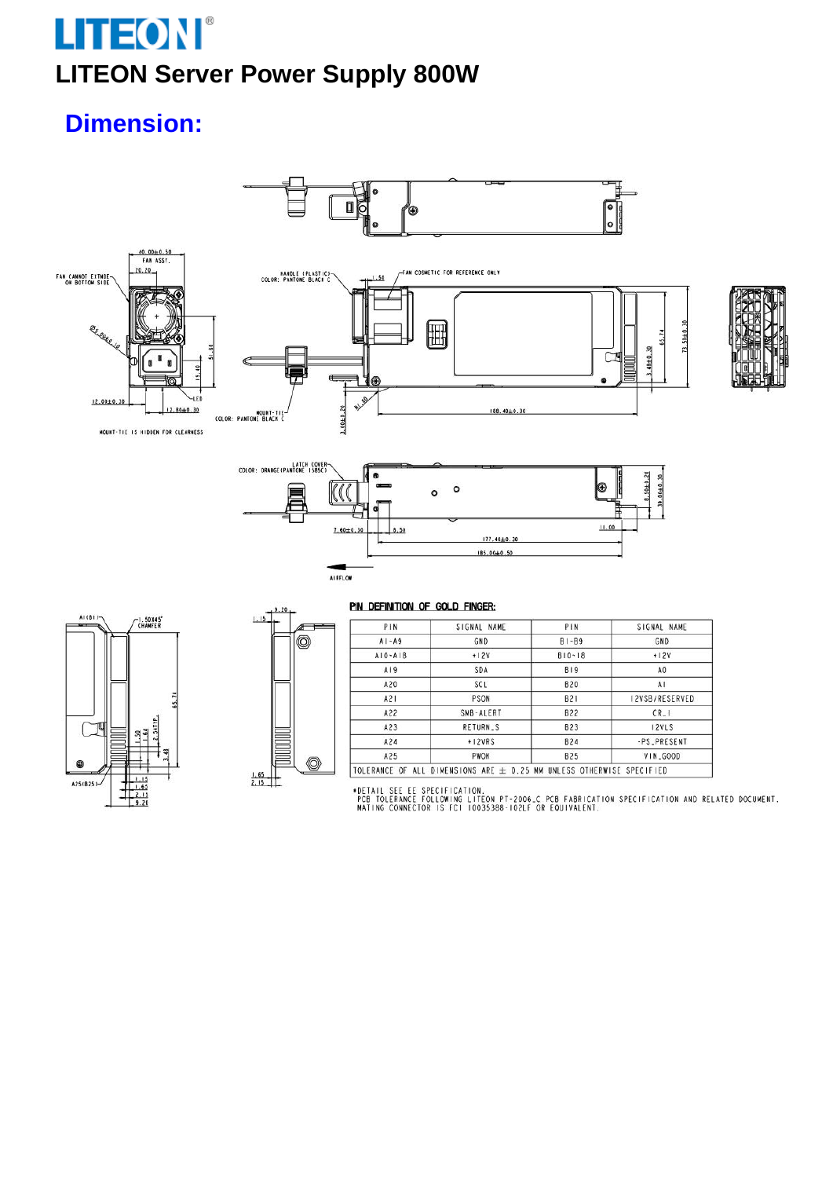# LITEON Server Power Supply 800W

## Dimension:

FAN CANNOT EXTRUDE ON BOTTOM SIDE

40.00±0.50

FAN ASSY.

20.20

Ø5.00±0.10

51.60

13.40

LED

12.00±0.30

12.86±0.30

MOUNT-TIE IS HIDDEN FOR CLEARNESS

HANDLE (PLASTIC) COLOR: PANTONE BLACK C

1.54

FAN COSMETIC FOR REFERENCE ONLY

MOUNT-TIE COLOR: PANTONE BLACK C

3.00±0.20

R1.60

188.40±0.30

3.48±0.30

65.74

73.50±0.30

LATCH COVER COLOR: ORANGE(PANTONE 1585C)

8.50±0.20

39.00±0.30

7.60±0.30

8.50

11.00

177.44±0.30

185.00±0.50

AIRFLOW

A1(B1)

1.50X45° CHAMFER

65.74

1.50

1.64

2.54TYP.

3.48

A25(B25)

1.15

1.65

2.15

9.20

9.20

1.15

1.65

2.15

**PIN DEFINITION OF GOLD FINGER:**

| PIN | SIGNAL NAME | PIN | SIGNAL NAME |
|---|---|---|---|
| A1-A9 | GND | B1-B9 | GND |
| A10-A18 | +12V | B10-18 | +12V |
| A19 | SDA | B19 | A0 |
| A20 | SCL | B20 | A1 |
| A21 | PSON | B21 | 12VSB/RESERVED |
| A22 | SMB-ALERT | B22 | CR_I |
| A23 | RETURN_S | B23 | 12VLS |
| A24 | +12VRS | B24 | -PS_PRESENT |
| A25 | PWOK | B25 | VIN_GOOD |
| TOLERANCE OF ALL DIMENSIONS ARE ± 0.25 MM UNLESS OTHERWISE SPECIFIED | | | |

*DETAIL SEE EE SPECIFICATION.
PCB TOLERANCE FOLLOWING LITEON PT-2006_C PCB FABRICATION SPECIFICATION AND RELATED DOCUMENT.
MATING CONNECTOR IS FCI 10035388-102LF OR EQUIVALENT.